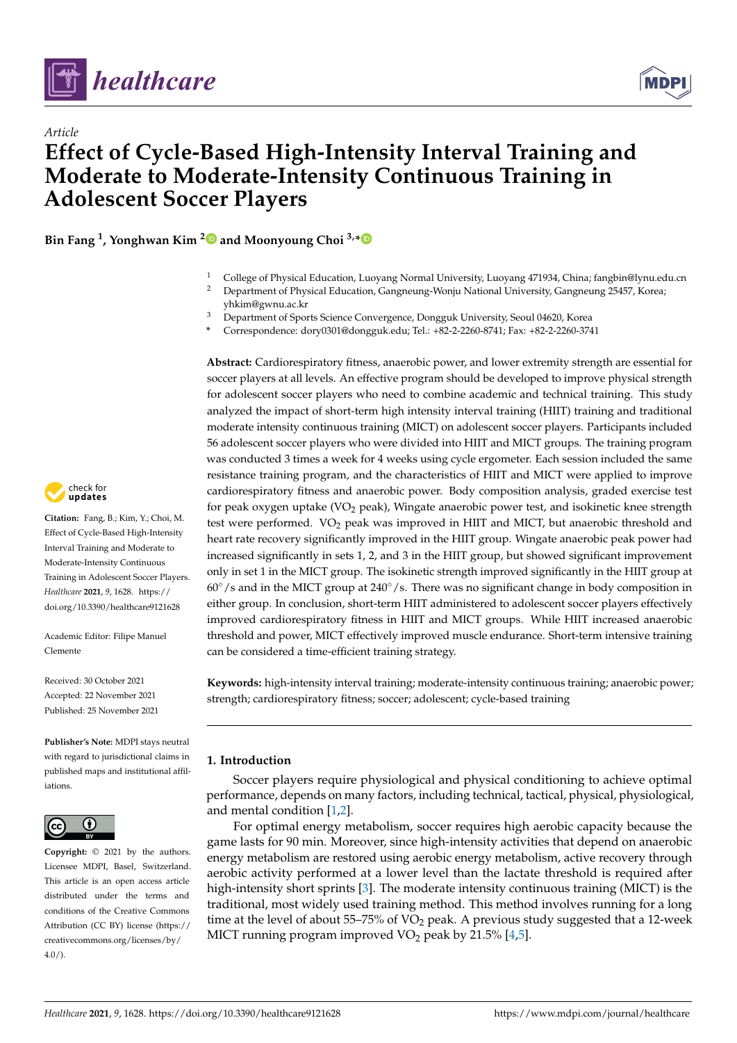*Article*

# Effect of Cycle-Based High-Intensity Interval Training and Moderate to Moderate-Intensity Continuous Training in Adolescent Soccer Players

**Bin Fang [1], Yonghwan Kim [2] and Moonyoung Choi [3,*]**

[1] College of Physical Education, Luoyang Normal University, Luoyang 471934, China; fangbin@lynu.edu.cn
[2] Department of Physical Education, Gangneung-Wonju National University, Gangneung 25457, Korea; yhkim@gwnu.ac.kr
[3] Department of Sports Science Convergence, Dongguk University, Seoul 04620, Korea
* Correspondence: dory0301@dongguk.edu; Tel.: +82-2-2260-8741; Fax: +82-2-2260-3741

**Abstract:** Cardiorespiratory fitness, anaerobic power, and lower extremity strength are essential for soccer players at all levels. An effective program should be developed to improve physical strength for adolescent soccer players who need to combine academic and technical training. This study analyzed the impact of short-term high intensity interval training (HIIT) training and traditional moderate intensity continuous training (MICT) on adolescent soccer players. Participants included 56 adolescent soccer players who were divided into HIIT and MICT groups. The training program was conducted 3 times a week for 4 weeks using cycle ergometer. Each session included the same resistance training program, and the characteristics of HIIT and MICT were applied to improve cardiorespiratory fitness and anaerobic power. Body composition analysis, graded exercise test for peak oxygen uptake ($VO_2$ peak), Wingate anaerobic power test, and isokinetic knee strength test were performed. $VO_2$ peak was improved in HIIT and MICT, but anaerobic threshold and heart rate recovery significantly improved in the HIIT group. Wingate anaerobic peak power had increased significantly in sets 1, 2, and 3 in the HIIT group, but showed significant improvement only in set 1 in the MICT group. The isokinetic strength improved significantly in the HIIT group at 60°/s and in the MICT group at 240°/s. There was no significant change in body composition in either group. In conclusion, short-term HIIT administered to adolescent soccer players effectively improved cardiorespiratory fitness in HIIT and MICT groups. While HIIT increased anaerobic threshold and power, MICT effectively improved muscle endurance. Short-term intensive training can be considered a time-efficient training strategy.

**Keywords:** high-intensity interval training; moderate-intensity continuous training; anaerobic power; strength; cardiorespiratory fitness; soccer; adolescent; cycle-based training

**Citation:** Fang, B.; Kim, Y.; Choi, M. Effect of Cycle-Based High-Intensity Interval Training and Moderate to Moderate-Intensity Continuous Training in Adolescent Soccer Players. *Healthcare* **2021**, *9*, 1628. https://doi.org/10.3390/healthcare9121628

Academic Editor: Filipe Manuel Clemente

Received: 30 October 2021
Accepted: 22 November 2021
Published: 25 November 2021

**Publisher's Note:** MDPI stays neutral with regard to jurisdictional claims in published maps and institutional affiliations.

**Copyright:** © 2021 by the authors. Licensee MDPI, Basel, Switzerland. This article is an open access article distributed under the terms and conditions of the Creative Commons Attribution (CC BY) license (https://creativecommons.org/licenses/by/4.0/).

## 1. Introduction

Soccer players require physiological and physical conditioning to achieve optimal performance, depends on many factors, including technical, tactical, physical, physiological, and mental condition [1,2].

For optimal energy metabolism, soccer requires high aerobic capacity because the game lasts for 90 min. Moreover, since high-intensity activities that depend on anaerobic energy metabolism are restored using aerobic energy metabolism, active recovery through aerobic activity performed at a lower level than the lactate threshold is required after high-intensity short sprints [3]. The moderate intensity continuous training (MICT) is the traditional, most widely used training method. This method involves running for a long time at the level of about 55–75% of $VO_2$ peak. A previous study suggested that a 12-week MICT running program improved $VO_2$ peak by 21.5% [4,5].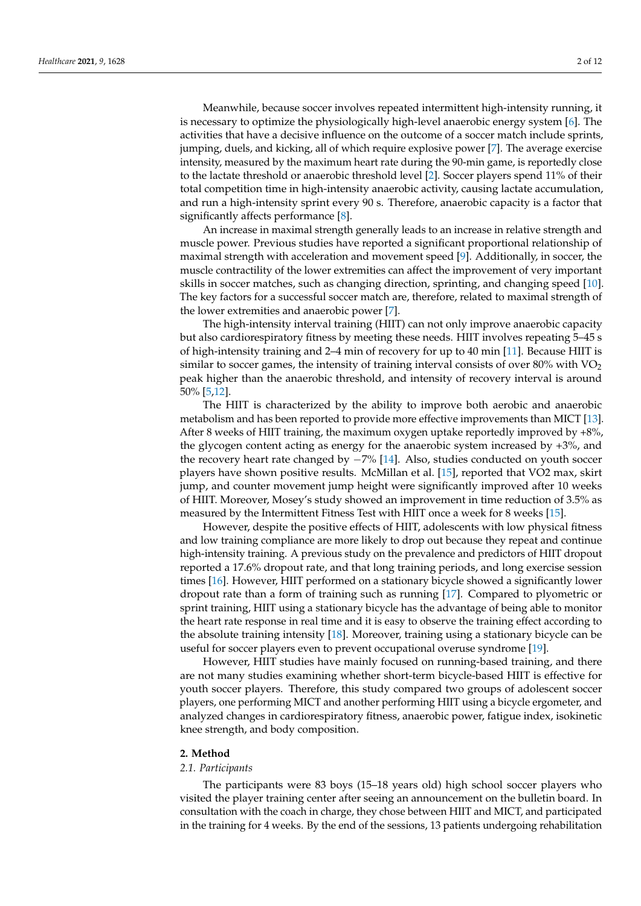Meanwhile, because soccer involves repeated intermittent high-intensity running, it is necessary to optimize the physiologically high-level anaerobic energy system [6]. The activities that have a decisive influence on the outcome of a soccer match include sprints, jumping, duels, and kicking, all of which require explosive power [7]. The average exercise intensity, measured by the maximum heart rate during the 90-min game, is reportedly close to the lactate threshold or anaerobic threshold level [2]. Soccer players spend 11% of their total competition time in high-intensity anaerobic activity, causing lactate accumulation, and run a high-intensity sprint every 90 s. Therefore, anaerobic capacity is a factor that significantly affects performance [8].

An increase in maximal strength generally leads to an increase in relative strength and muscle power. Previous studies have reported a significant proportional relationship of maximal strength with acceleration and movement speed [9]. Additionally, in soccer, the muscle contractility of the lower extremities can affect the improvement of very important skills in soccer matches, such as changing direction, sprinting, and changing speed [10]. The key factors for a successful soccer match are, therefore, related to maximal strength of the lower extremities and anaerobic power [7].

The high-intensity interval training (HIIT) can not only improve anaerobic capacity but also cardiorespiratory fitness by meeting these needs. HIIT involves repeating 5–45 s of high-intensity training and 2–4 min of recovery for up to 40 min [11]. Because HIIT is similar to soccer games, the intensity of training interval consists of over 80% with $VO_2$ peak higher than the anaerobic threshold, and intensity of recovery interval is around 50% [5,12].

The HIIT is characterized by the ability to improve both aerobic and anaerobic metabolism and has been reported to provide more effective improvements than MICT [13]. After 8 weeks of HIIT training, the maximum oxygen uptake reportedly improved by +8%, the glycogen content acting as energy for the anaerobic system increased by +3%, and the recovery heart rate changed by −7% [14]. Also, studies conducted on youth soccer players have shown positive results. McMillan et al. [15], reported that VO2 max, skirt jump, and counter movement jump height were significantly improved after 10 weeks of HIIT. Moreover, Mosey's study showed an improvement in time reduction of 3.5% as measured by the Intermittent Fitness Test with HIIT once a week for 8 weeks [15].

However, despite the positive effects of HIIT, adolescents with low physical fitness and low training compliance are more likely to drop out because they repeat and continue high-intensity training. A previous study on the prevalence and predictors of HIIT dropout reported a 17.6% dropout rate, and that long training periods, and long exercise session times [16]. However, HIIT performed on a stationary bicycle showed a significantly lower dropout rate than a form of training such as running [17]. Compared to plyometric or sprint training, HIIT using a stationary bicycle has the advantage of being able to monitor the heart rate response in real time and it is easy to observe the training effect according to the absolute training intensity [18]. Moreover, training using a stationary bicycle can be useful for soccer players even to prevent occupational overuse syndrome [19].

However, HIIT studies have mainly focused on running-based training, and there are not many studies examining whether short-term bicycle-based HIIT is effective for youth soccer players. Therefore, this study compared two groups of adolescent soccer players, one performing MICT and another performing HIIT using a bicycle ergometer, and analyzed changes in cardiorespiratory fitness, anaerobic power, fatigue index, isokinetic knee strength, and body composition.

## 2. Method

### *2.1. Participants*

The participants were 83 boys (15–18 years old) high school soccer players who visited the player training center after seeing an announcement on the bulletin board. In consultation with the coach in charge, they chose between HIIT and MICT, and participated in the training for 4 weeks. By the end of the sessions, 13 patients undergoing rehabilitation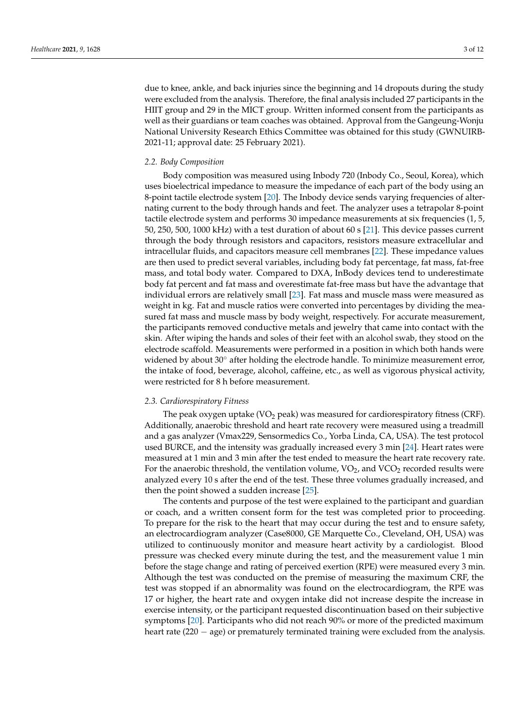due to knee, ankle, and back injuries since the beginning and 14 dropouts during the study were excluded from the analysis. Therefore, the final analysis included 27 participants in the HIIT group and 29 in the MICT group. Written informed consent from the participants as well as their guardians or team coaches was obtained. Approval from the Gangeung-Wonju National University Research Ethics Committee was obtained for this study (GWNUIRB-2021-11; approval date: 25 February 2021).

### *2.2. Body Composition*

Body composition was measured using Inbody 720 (Inbody Co., Seoul, Korea), which uses bioelectrical impedance to measure the impedance of each part of the body using an 8-point tactile electrode system [20]. The Inbody device sends varying frequencies of alternating current to the body through hands and feet. The analyzer uses a tetrapolar 8-point tactile electrode system and performs 30 impedance measurements at six frequencies (1, 5, 50, 250, 500, 1000 kHz) with a test duration of about 60 s [21]. This device passes current through the body through resistors and capacitors, resistors measure extracellular and intracellular fluids, and capacitors measure cell membranes [22]. These impedance values are then used to predict several variables, including body fat percentage, fat mass, fat-free mass, and total body water. Compared to DXA, InBody devices tend to underestimate body fat percent and fat mass and overestimate fat-free mass but have the advantage that individual errors are relatively small [23]. Fat mass and muscle mass were measured as weight in kg. Fat and muscle ratios were converted into percentages by dividing the measured fat mass and muscle mass by body weight, respectively. For accurate measurement, the participants removed conductive metals and jewelry that came into contact with the skin. After wiping the hands and soles of their feet with an alcohol swab, they stood on the electrode scaffold. Measurements were performed in a position in which both hands were widened by about 30° after holding the electrode handle. To minimize measurement error, the intake of food, beverage, alcohol, caffeine, etc., as well as vigorous physical activity, were restricted for 8 h before measurement.

### *2.3. Cardiorespiratory Fitness*

The peak oxygen uptake ($VO_2$ peak) was measured for cardiorespiratory fitness (CRF). Additionally, anaerobic threshold and heart rate recovery were measured using a treadmill and a gas analyzer (Vmax229, Sensormedics Co., Yorba Linda, CA, USA). The test protocol used BURCE, and the intensity was gradually increased every 3 min [24]. Heart rates were measured at 1 min and 3 min after the test ended to measure the heart rate recovery rate. For the anaerobic threshold, the ventilation volume, $VO_2$, and $VCO_2$ recorded results were analyzed every 10 s after the end of the test. These three volumes gradually increased, and then the point showed a sudden increase [25].

The contents and purpose of the test were explained to the participant and guardian or coach, and a written consent form for the test was completed prior to proceeding. To prepare for the risk to the heart that may occur during the test and to ensure safety, an electrocardiogram analyzer (Case8000, GE Marquette Co., Cleveland, OH, USA) was utilized to continuously monitor and measure heart activity by a cardiologist. Blood pressure was checked every minute during the test, and the measurement value 1 min before the stage change and rating of perceived exertion (RPE) were measured every 3 min. Although the test was conducted on the premise of measuring the maximum CRF, the test was stopped if an abnormality was found on the electrocardiogram, the RPE was 17 or higher, the heart rate and oxygen intake did not increase despite the increase in exercise intensity, or the participant requested discontinuation based on their subjective symptoms [20]. Participants who did not reach 90% or more of the predicted maximum heart rate (220 − age) or prematurely terminated training were excluded from the analysis.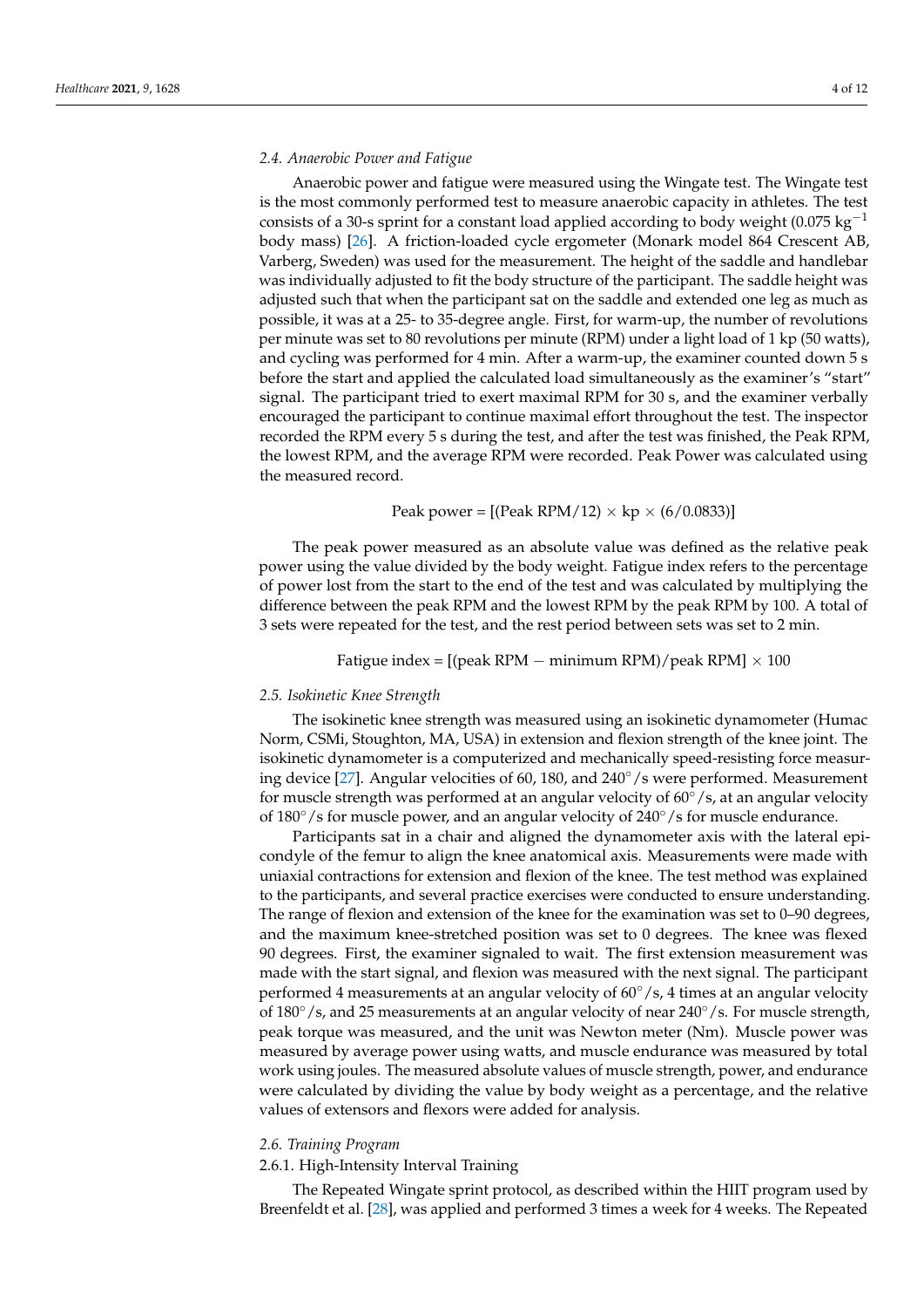### 2.4. Anaerobic Power and Fatigue

Anaerobic power and fatigue were measured using the Wingate test. The Wingate test is the most commonly performed test to measure anaerobic capacity in athletes. The test consists of a 30-s sprint for a constant load applied according to body weight (0.075 $kg^{-1}$ body mass) [26]. A friction-loaded cycle ergometer (Monark model 864 Crescent AB, Varberg, Sweden) was used for the measurement. The height of the saddle and handlebar was individually adjusted to fit the body structure of the participant. The saddle height was adjusted such that when the participant sat on the saddle and extended one leg as much as possible, it was at a 25- to 35-degree angle. First, for warm-up, the number of revolutions per minute was set to 80 revolutions per minute (RPM) under a light load of 1 kp (50 watts), and cycling was performed for 4 min. After a warm-up, the examiner counted down 5 s before the start and applied the calculated load simultaneously as the examiner's "start" signal. The participant tried to exert maximal RPM for 30 s, and the examiner verbally encouraged the participant to continue maximal effort throughout the test. The inspector recorded the RPM every 5 s during the test, and after the test was finished, the Peak RPM, the lowest RPM, and the average RPM were recorded. Peak Power was calculated using the measured record.

$$\text{Peak power} = [(\text{Peak RPM}/12) \times \text{kp} \times (6/0.0833)]$$

The peak power measured as an absolute value was defined as the relative peak power using the value divided by the body weight. Fatigue index refers to the percentage of power lost from the start to the end of the test and was calculated by multiplying the difference between the peak RPM and the lowest RPM by the peak RPM by 100. A total of 3 sets were repeated for the test, and the rest period between sets was set to 2 min.

$$\text{Fatigue index} = [(\text{peak RPM} - \text{minimum RPM})/\text{peak RPM}] \times 100$$

### 2.5. Isokinetic Knee Strength

The isokinetic knee strength was measured using an isokinetic dynamometer (Humac Norm, CSMi, Stoughton, MA, USA) in extension and flexion strength of the knee joint. The isokinetic dynamometer is a computerized and mechanically speed-resisting force measuring device [27]. Angular velocities of 60, 180, and 240°/s were performed. Measurement for muscle strength was performed at an angular velocity of 60°/s, at an angular velocity of 180°/s for muscle power, and an angular velocity of 240°/s for muscle endurance.

Participants sat in a chair and aligned the dynamometer axis with the lateral epicondyle of the femur to align the knee anatomical axis. Measurements were made with uniaxial contractions for extension and flexion of the knee. The test method was explained to the participants, and several practice exercises were conducted to ensure understanding. The range of flexion and extension of the knee for the examination was set to 0–90 degrees, and the maximum knee-stretched position was set to 0 degrees. The knee was flexed 90 degrees. First, the examiner signaled to wait. The first extension measurement was made with the start signal, and flexion was measured with the next signal. The participant performed 4 measurements at an angular velocity of 60°/s, 4 times at an angular velocity of 180°/s, and 25 measurements at an angular velocity of near 240°/s. For muscle strength, peak torque was measured, and the unit was Newton meter (Nm). Muscle power was measured by average power using watts, and muscle endurance was measured by total work using joules. The measured absolute values of muscle strength, power, and endurance were calculated by dividing the value by body weight as a percentage, and the relative values of extensors and flexors were added for analysis.

### 2.6. Training Program

#### 2.6.1. High-Intensity Interval Training

The Repeated Wingate sprint protocol, as described within the HIIT program used by Breenfeldt et al. [28], was applied and performed 3 times a week for 4 weeks. The Repeated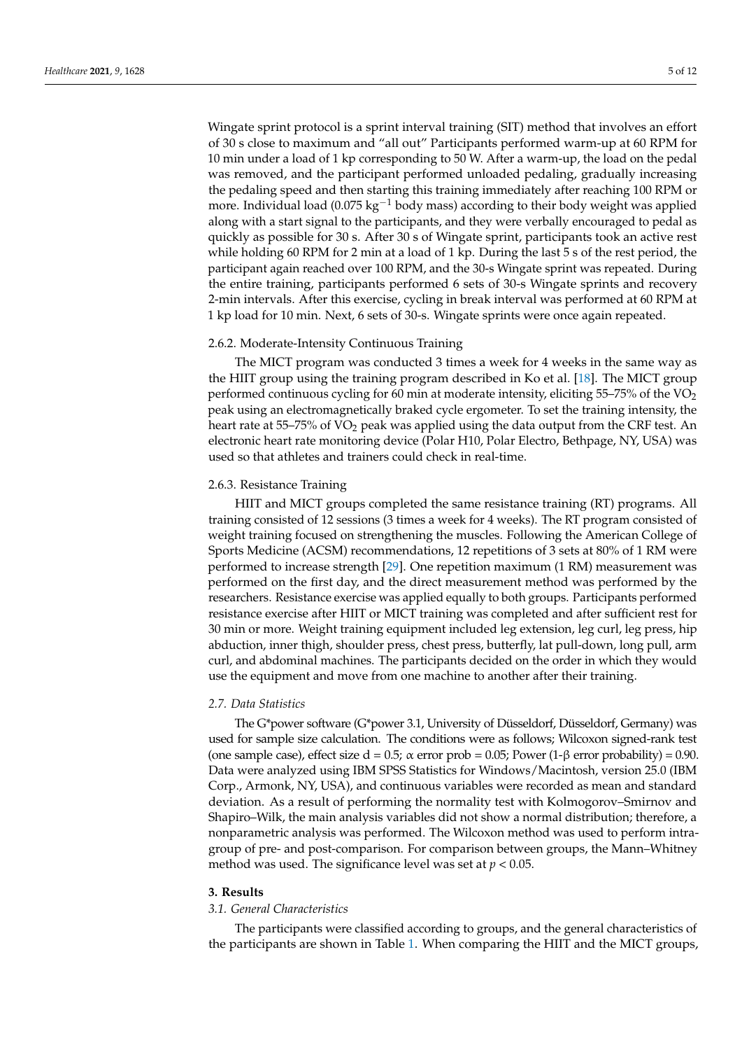Wingate sprint protocol is a sprint interval training (SIT) method that involves an effort of 30 s close to maximum and "all out" Participants performed warm-up at 60 RPM for 10 min under a load of 1 kp corresponding to 50 W. After a warm-up, the load on the pedal was removed, and the participant performed unloaded pedaling, gradually increasing the pedaling speed and then starting this training immediately after reaching 100 RPM or more. Individual load (0.075 $kg^{-1}$ body mass) according to their body weight was applied along with a start signal to the participants, and they were verbally encouraged to pedal as quickly as possible for 30 s. After 30 s of Wingate sprint, participants took an active rest while holding 60 RPM for 2 min at a load of 1 kp. During the last 5 s of the rest period, the participant again reached over 100 RPM, and the 30-s Wingate sprint was repeated. During the entire training, participants performed 6 sets of 30-s Wingate sprints and recovery 2-min intervals. After this exercise, cycling in break interval was performed at 60 RPM at 1 kp load for 10 min. Next, 6 sets of 30-s. Wingate sprints were once again repeated.

#### 2.6.2. Moderate-Intensity Continuous Training

The MICT program was conducted 3 times a week for 4 weeks in the same way as the HIIT group using the training program described in Ko et al. [18]. The MICT group performed continuous cycling for 60 min at moderate intensity, eliciting 55–75% of the $VO_2$ peak using an electromagnetically braked cycle ergometer. To set the training intensity, the heart rate at 55–75% of $VO_2$ peak was applied using the data output from the CRF test. An electronic heart rate monitoring device (Polar H10, Polar Electro, Bethpage, NY, USA) was used so that athletes and trainers could check in real-time.

#### 2.6.3. Resistance Training

HIIT and MICT groups completed the same resistance training (RT) programs. All training consisted of 12 sessions (3 times a week for 4 weeks). The RT program consisted of weight training focused on strengthening the muscles. Following the American College of Sports Medicine (ACSM) recommendations, 12 repetitions of 3 sets at 80% of 1 RM were performed to increase strength [29]. One repetition maximum (1 RM) measurement was performed on the first day, and the direct measurement method was performed by the researchers. Resistance exercise was applied equally to both groups. Participants performed resistance exercise after HIIT or MICT training was completed and after sufficient rest for 30 min or more. Weight training equipment included leg extension, leg curl, leg press, hip abduction, inner thigh, shoulder press, chest press, butterfly, lat pull-down, long pull, arm curl, and abdominal machines. The participants decided on the order in which they would use the equipment and move from one machine to another after their training.

### *2.7. Data Statistics*

The G*power software (G*power 3.1, University of Düsseldorf, Düsseldorf, Germany) was used for sample size calculation. The conditions were as follows; Wilcoxon signed-rank test (one sample case), effect size d = 0.5; α error prob = 0.05; Power (1-β error probability) = 0.90. Data were analyzed using IBM SPSS Statistics for Windows/Macintosh, version 25.0 (IBM Corp., Armonk, NY, USA), and continuous variables were recorded as mean and standard deviation. As a result of performing the normality test with Kolmogorov–Smirnov and Shapiro–Wilk, the main analysis variables did not show a normal distribution; therefore, a nonparametric analysis was performed. The Wilcoxon method was used to perform intra-group of pre- and post-comparison. For comparison between groups, the Mann–Whitney method was used. The significance level was set at $p < 0.05$.

## 3. Results

### *3.1. General Characteristics*

The participants were classified according to groups, and the general characteristics of the participants are shown in Table 1. When comparing the HIIT and the MICT groups,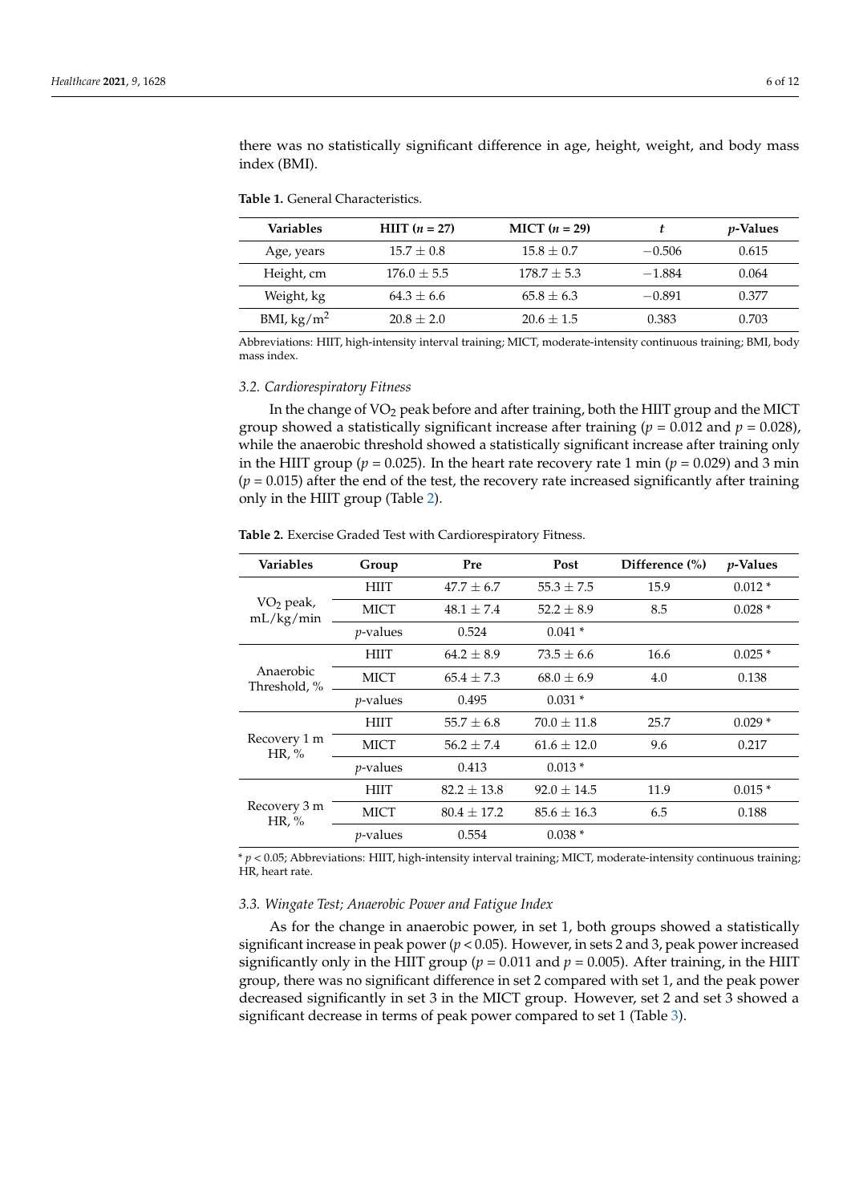there was no statistically significant difference in age, height, weight, and body mass index (BMI).

**Table 1.** General Characteristics.

| Variables | HIIT ($n$ = 27) | MICT ($n$ = 29) | $t$ | $p$-Values |
|---|---|---|---|---|
| Age, years | 15.7 ± 0.8 | 15.8 ± 0.7 | −0.506 | 0.615 |
| Height, cm | 176.0 ± 5.5 | 178.7 ± 5.3 | −1.884 | 0.064 |
| Weight, kg | 64.3 ± 6.6 | 65.8 ± 6.3 | −0.891 | 0.377 |
| BMI, kg/m$^2$ | 20.8 ± 2.0 | 20.6 ± 1.5 | 0.383 | 0.703 |

Abbreviations: HIIT, high-intensity interval training; MICT, moderate-intensity continuous training; BMI, body mass index.

### *3.2. Cardiorespiratory Fitness*

In the change of $VO_2$ peak before and after training, both the HIIT group and the MICT group showed a statistically significant increase after training ($p$ = 0.012 and $p$ = 0.028), while the anaerobic threshold showed a statistically significant increase after training only in the HIIT group ($p$ = 0.025). In the heart rate recovery rate 1 min ($p$ = 0.029) and 3 min ($p$ = 0.015) after the end of the test, the recovery rate increased significantly after training only in the HIIT group (Table 2).

**Table 2.** Exercise Graded Test with Cardiorespiratory Fitness.

| Variables | Group | Pre | Post | Difference (%) | $p$-Values |
|---|---|---|---|---|---|
| $VO_2$ peak, mL/kg/min | HIIT | 47.7 ± 6.7 | 55.3 ± 7.5 | 15.9 | 0.012 * |
| | MICT | 48.1 ± 7.4 | 52.2 ± 8.9 | 8.5 | 0.028 * |
| | $p$-values | 0.524 | 0.041 * | | |
| Anaerobic Threshold, % | HIIT | 64.2 ± 8.9 | 73.5 ± 6.6 | 16.6 | 0.025 * |
| | MICT | 65.4 ± 7.3 | 68.0 ± 6.9 | 4.0 | 0.138 |
| | $p$-values | 0.495 | 0.031 * | | |
| Recovery 1 m HR, % | HIIT | 55.7 ± 6.8 | 70.0 ± 11.8 | 25.7 | 0.029 * |
| | MICT | 56.2 ± 7.4 | 61.6 ± 12.0 | 9.6 | 0.217 |
| | $p$-values | 0.413 | 0.013 * | | |
| Recovery 3 m HR, % | HIIT | 82.2 ± 13.8 | 92.0 ± 14.5 | 11.9 | 0.015 * |
| | MICT | 80.4 ± 17.2 | 85.6 ± 16.3 | 6.5 | 0.188 |
| | $p$-values | 0.554 | 0.038 * | | |

* $p < 0.05$; Abbreviations: HIIT, high-intensity interval training; MICT, moderate-intensity continuous training; HR, heart rate.

### *3.3. Wingate Test; Anaerobic Power and Fatigue Index*

As for the change in anaerobic power, in set 1, both groups showed a statistically significant increase in peak power ($p < 0.05$). However, in sets 2 and 3, peak power increased significantly only in the HIIT group ($p$ = 0.011 and $p$ = 0.005). After training, in the HIIT group, there was no significant difference in set 2 compared with set 1, and the peak power decreased significantly in set 3 in the MICT group. However, set 2 and set 3 showed a significant decrease in terms of peak power compared to set 1 (Table 3).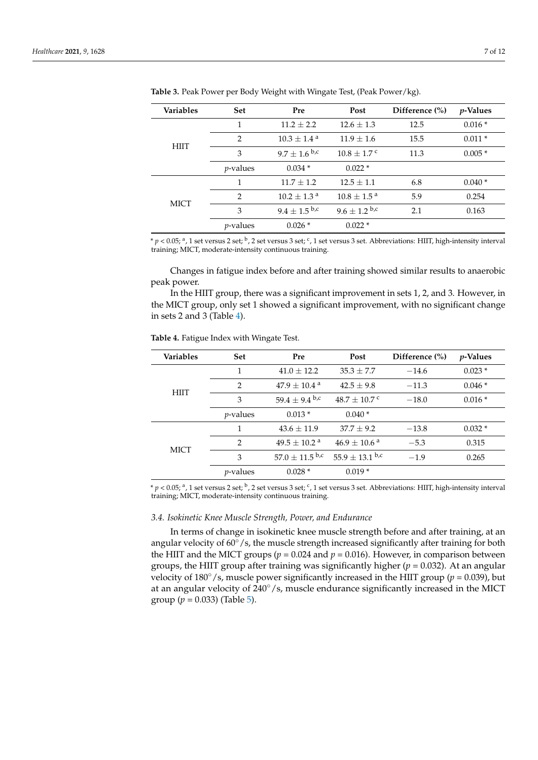**Table 3.** Peak Power per Body Weight with Wingate Test, (Peak Power/kg).

| Variables | Set | Pre | Post | Difference (%) | *p*-Values |
|---|---|---|---|---|---|
| HIIT | 1 | 11.2 ± 2.2 | 12.6 ± 1.3 | 12.5 | 0.016 * |
| | 2 | 10.3 ± 1.4 [a] | 11.9 ± 1.6 | 15.5 | 0.011 * |
| | 3 | 9.7 ± 1.6 [b,c] | 10.8 ± 1.7 [c] | 11.3 | 0.005 * |
| | *p*-values | 0.034 * | 0.022 * | | |
| MICT | 1 | 11.7 ± 1.2 | 12.5 ± 1.1 | 6.8 | 0.040 * |
| | 2 | 10.2 ± 1.3 [a] | 10.8 ± 1.5 [a] | 5.9 | 0.254 |
| | 3 | 9.4 ± 1.5 [b,c] | 9.6 ± 1.2 [b,c] | 2.1 | 0.163 |
| | *p*-values | 0.026 * | 0.022 * | | |

* $p < 0.05$; [a], 1 set versus 2 set; [b], 2 set versus 3 set; [c], 1 set versus 3 set. Abbreviations: HIIT, high-intensity interval training; MICT, moderate-intensity continuous training.

Changes in fatigue index before and after training showed similar results to anaerobic peak power.

In the HIIT group, there was a significant improvement in sets 1, 2, and 3. However, in the MICT group, only set 1 showed a significant improvement, with no significant change in sets 2 and 3 (Table 4).

**Table 4.** Fatigue Index with Wingate Test.

| Variables | Set | Pre | Post | Difference (%) | *p*-Values |
|---|---|---|---|---|---|
| HIIT | 1 | 41.0 ± 12.2 | 35.3 ± 7.7 | −14.6 | 0.023 * |
| | 2 | 47.9 ± 10.4 [a] | 42.5 ± 9.8 | −11.3 | 0.046 * |
| | 3 | 59.4 ± 9.4 [b,c] | 48.7 ± 10.7 [c] | −18.0 | 0.016 * |
| | *p*-values | 0.013 * | 0.040 * | | |
| MICT | 1 | 43.6 ± 11.9 | 37.7 ± 9.2 | −13.8 | 0.032 * |
| | 2 | 49.5 ± 10.2 [a] | 46.9 ± 10.6 [a] | −5.3 | 0.315 |
| | 3 | 57.0 ± 11.5 [b,c] | 55.9 ± 13.1 [b,c] | −1.9 | 0.265 |
| | *p*-values | 0.028 * | 0.019 * | | |

* $p < 0.05$; [a], 1 set versus 2 set; [b], 2 set versus 3 set; [c], 1 set versus 3 set. Abbreviations: HIIT, high-intensity interval training; MICT, moderate-intensity continuous training.

### *3.4. Isokinetic Knee Muscle Strength, Power, and Endurance*

In terms of change in isokinetic knee muscle strength before and after training, at an angular velocity of 60°/s, the muscle strength increased significantly after training for both the HIIT and the MICT groups ($p = 0.024$ and $p = 0.016$). However, in comparison between groups, the HIIT group after training was significantly higher ($p = 0.032$). At an angular velocity of 180°/s, muscle power significantly increased in the HIIT group ($p = 0.039$), but at an angular velocity of 240°/s, muscle endurance significantly increased in the MICT group ($p = 0.033$) (Table 5).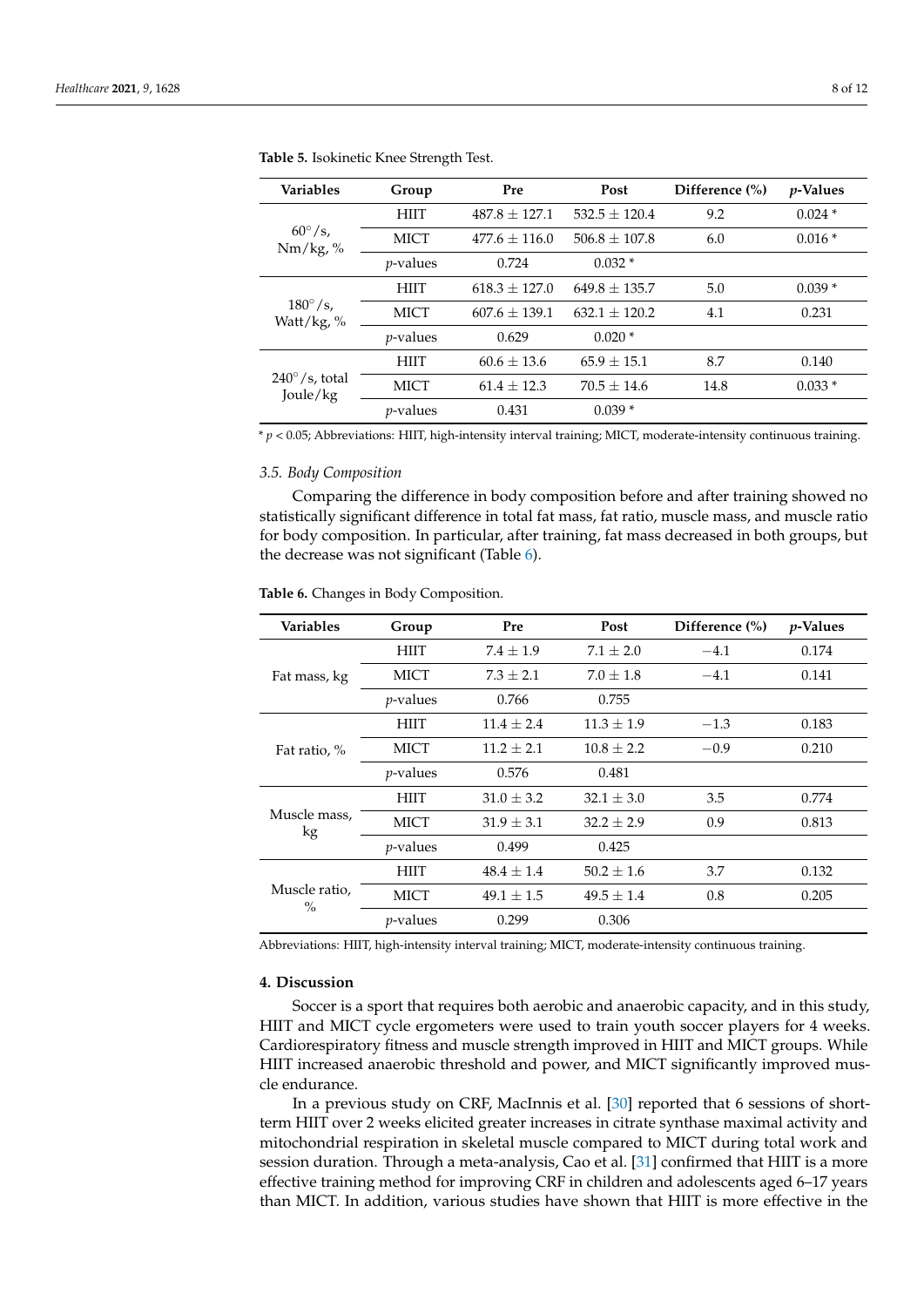**Table 5.** Isokinetic Knee Strength Test.

| Variables | Group | Pre | Post | Difference (%) | *p*-Values |
|---|---|---|---|---|---|
| 60°/s, Nm/kg, % | HIIT | 487.8 ± 127.1 | 532.5 ± 120.4 | 9.2 | 0.024 * |
| | MICT | 477.6 ± 116.0 | 506.8 ± 107.8 | 6.0 | 0.016 * |
| | *p*-values | 0.724 | 0.032 * | | |
| 180°/s, Watt/kg, % | HIIT | 618.3 ± 127.0 | 649.8 ± 135.7 | 5.0 | 0.039 * |
| | MICT | 607.6 ± 139.1 | 632.1 ± 120.2 | 4.1 | 0.231 |
| | *p*-values | 0.629 | 0.020 * | | |
| 240°/s, total Joule/kg | HIIT | 60.6 ± 13.6 | 65.9 ± 15.1 | 8.7 | 0.140 |
| | MICT | 61.4 ± 12.3 | 70.5 ± 14.6 | 14.8 | 0.033 * |
| | *p*-values | 0.431 | 0.039 * | | |

* $p < 0.05$; Abbreviations: HIIT, high-intensity interval training; MICT, moderate-intensity continuous training.

### 3.5. Body Composition

Comparing the difference in body composition before and after training showed no statistically significant difference in total fat mass, fat ratio, muscle mass, and muscle ratio for body composition. In particular, after training, fat mass decreased in both groups, but the decrease was not significant (Table 6).

**Table 6.** Changes in Body Composition.

| Variables | Group | Pre | Post | Difference (%) | *p*-Values |
|---|---|---|---|---|---|
| Fat mass, kg | HIIT | 7.4 ± 1.9 | 7.1 ± 2.0 | −4.1 | 0.174 |
| | MICT | 7.3 ± 2.1 | 7.0 ± 1.8 | −4.1 | 0.141 |
| | *p*-values | 0.766 | 0.755 | | |
| Fat ratio, % | HIIT | 11.4 ± 2.4 | 11.3 ± 1.9 | −1.3 | 0.183 |
| | MICT | 11.2 ± 2.1 | 10.8 ± 2.2 | −0.9 | 0.210 |
| | *p*-values | 0.576 | 0.481 | | |
| Muscle mass, kg | HIIT | 31.0 ± 3.2 | 32.1 ± 3.0 | 3.5 | 0.774 |
| | MICT | 31.9 ± 3.1 | 32.2 ± 2.9 | 0.9 | 0.813 |
| | *p*-values | 0.499 | 0.425 | | |
| Muscle ratio, % | HIIT | 48.4 ± 1.4 | 50.2 ± 1.6 | 3.7 | 0.132 |
| | MICT | 49.1 ± 1.5 | 49.5 ± 1.4 | 0.8 | 0.205 |
| | *p*-values | 0.299 | 0.306 | | |

Abbreviations: HIIT, high-intensity interval training; MICT, moderate-intensity continuous training.

## 4. Discussion

Soccer is a sport that requires both aerobic and anaerobic capacity, and in this study, HIIT and MICT cycle ergometers were used to train youth soccer players for 4 weeks. Cardiorespiratory fitness and muscle strength improved in HIIT and MICT groups. While HIIT increased anaerobic threshold and power, and MICT significantly improved muscle endurance.

In a previous study on CRF, MacInnis et al. [30] reported that 6 sessions of short-term HIIT over 2 weeks elicited greater increases in citrate synthase maximal activity and mitochondrial respiration in skeletal muscle compared to MICT during total work and session duration. Through a meta-analysis, Cao et al. [31] confirmed that HIIT is a more effective training method for improving CRF in children and adolescents aged 6–17 years than MICT. In addition, various studies have shown that HIIT is more effective in the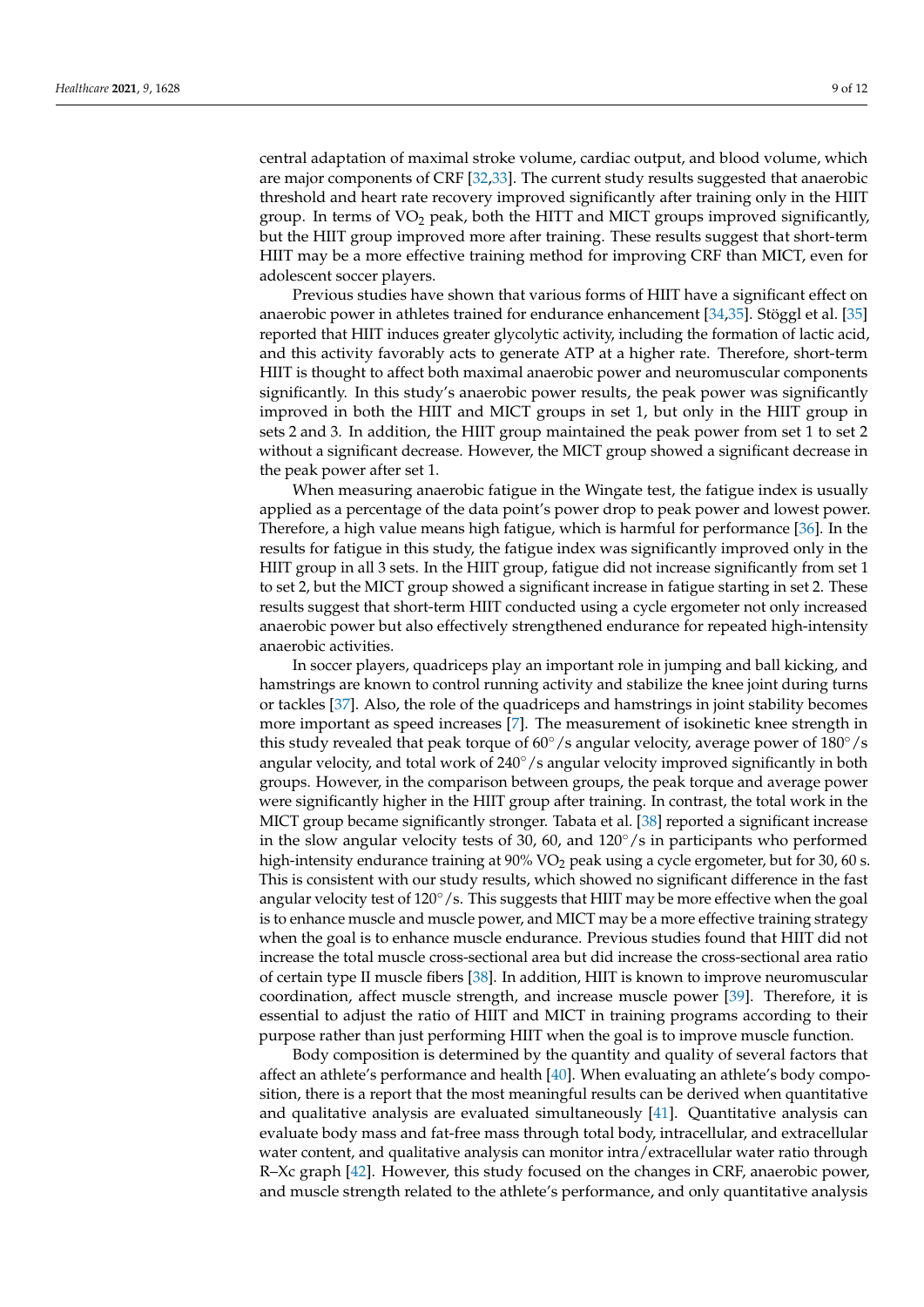central adaptation of maximal stroke volume, cardiac output, and blood volume, which are major components of CRF [32,33]. The current study results suggested that anaerobic threshold and heart rate recovery improved significantly after training only in the HIIT group. In terms of $VO_2$ peak, both the HITT and MICT groups improved significantly, but the HIIT group improved more after training. These results suggest that short-term HIIT may be a more effective training method for improving CRF than MICT, even for adolescent soccer players.

Previous studies have shown that various forms of HIIT have a significant effect on anaerobic power in athletes trained for endurance enhancement [34,35]. Stöggl et al. [35] reported that HIIT induces greater glycolytic activity, including the formation of lactic acid, and this activity favorably acts to generate ATP at a higher rate. Therefore, short-term HIIT is thought to affect both maximal anaerobic power and neuromuscular components significantly. In this study's anaerobic power results, the peak power was significantly improved in both the HIIT and MICT groups in set 1, but only in the HIIT group in sets 2 and 3. In addition, the HIIT group maintained the peak power from set 1 to set 2 without a significant decrease. However, the MICT group showed a significant decrease in the peak power after set 1.

When measuring anaerobic fatigue in the Wingate test, the fatigue index is usually applied as a percentage of the data point's power drop to peak power and lowest power. Therefore, a high value means high fatigue, which is harmful for performance [36]. In the results for fatigue in this study, the fatigue index was significantly improved only in the HIIT group in all 3 sets. In the HIIT group, fatigue did not increase significantly from set 1 to set 2, but the MICT group showed a significant increase in fatigue starting in set 2. These results suggest that short-term HIIT conducted using a cycle ergometer not only increased anaerobic power but also effectively strengthened endurance for repeated high-intensity anaerobic activities.

In soccer players, quadriceps play an important role in jumping and ball kicking, and hamstrings are known to control running activity and stabilize the knee joint during turns or tackles [37]. Also, the role of the quadriceps and hamstrings in joint stability becomes more important as speed increases [7]. The measurement of isokinetic knee strength in this study revealed that peak torque of 60°/s angular velocity, average power of 180°/s angular velocity, and total work of 240°/s angular velocity improved significantly in both groups. However, in the comparison between groups, the peak torque and average power were significantly higher in the HIIT group after training. In contrast, the total work in the MICT group became significantly stronger. Tabata et al. [38] reported a significant increase in the slow angular velocity tests of 30, 60, and 120°/s in participants who performed high-intensity endurance training at 90% $VO_2$ peak using a cycle ergometer, but for 30, 60 s. This is consistent with our study results, which showed no significant difference in the fast angular velocity test of 120°/s. This suggests that HIIT may be more effective when the goal is to enhance muscle and muscle power, and MICT may be a more effective training strategy when the goal is to enhance muscle endurance. Previous studies found that HIIT did not increase the total muscle cross-sectional area but did increase the cross-sectional area ratio of certain type II muscle fibers [38]. In addition, HIIT is known to improve neuromuscular coordination, affect muscle strength, and increase muscle power [39]. Therefore, it is essential to adjust the ratio of HIIT and MICT in training programs according to their purpose rather than just performing HIIT when the goal is to improve muscle function.

Body composition is determined by the quantity and quality of several factors that affect an athlete's performance and health [40]. When evaluating an athlete's body composition, there is a report that the most meaningful results can be derived when quantitative and qualitative analysis are evaluated simultaneously [41]. Quantitative analysis can evaluate body mass and fat-free mass through total body, intracellular, and extracellular water content, and qualitative analysis can monitor intra/extracellular water ratio through R–Xc graph [42]. However, this study focused on the changes in CRF, anaerobic power, and muscle strength related to the athlete's performance, and only quantitative analysis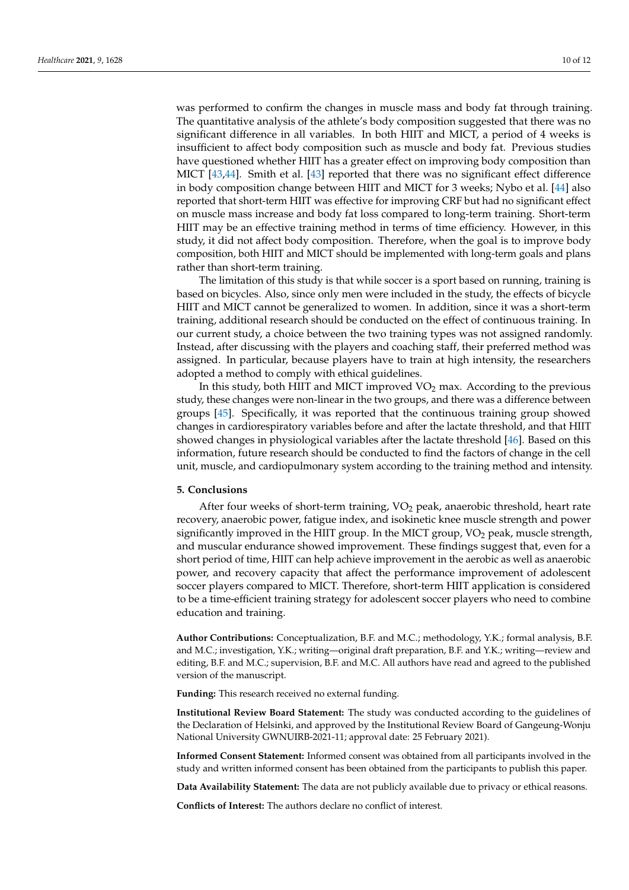was performed to confirm the changes in muscle mass and body fat through training. The quantitative analysis of the athlete's body composition suggested that there was no significant difference in all variables. In both HIIT and MICT, a period of 4 weeks is insufficient to affect body composition such as muscle and body fat. Previous studies have questioned whether HIIT has a greater effect on improving body composition than MICT [43,44]. Smith et al. [43] reported that there was no significant effect difference in body composition change between HIIT and MICT for 3 weeks; Nybo et al. [44] also reported that short-term HIIT was effective for improving CRF but had no significant effect on muscle mass increase and body fat loss compared to long-term training. Short-term HIIT may be an effective training method in terms of time efficiency. However, in this study, it did not affect body composition. Therefore, when the goal is to improve body composition, both HIIT and MICT should be implemented with long-term goals and plans rather than short-term training.

The limitation of this study is that while soccer is a sport based on running, training is based on bicycles. Also, since only men were included in the study, the effects of bicycle HIIT and MICT cannot be generalized to women. In addition, since it was a short-term training, additional research should be conducted on the effect of continuous training. In our current study, a choice between the two training types was not assigned randomly. Instead, after discussing with the players and coaching staff, their preferred method was assigned. In particular, because players have to train at high intensity, the researchers adopted a method to comply with ethical guidelines.

In this study, both HIIT and MICT improved $VO_2$ max. According to the previous study, these changes were non-linear in the two groups, and there was a difference between groups [45]. Specifically, it was reported that the continuous training group showed changes in cardiorespiratory variables before and after the lactate threshold, and that HIIT showed changes in physiological variables after the lactate threshold [46]. Based on this information, future research should be conducted to find the factors of change in the cell unit, muscle, and cardiopulmonary system according to the training method and intensity.

## 5. Conclusions

After four weeks of short-term training, $VO_2$ peak, anaerobic threshold, heart rate recovery, anaerobic power, fatigue index, and isokinetic knee muscle strength and power significantly improved in the HIIT group. In the MICT group, $VO_2$ peak, muscle strength, and muscular endurance showed improvement. These findings suggest that, even for a short period of time, HIIT can help achieve improvement in the aerobic as well as anaerobic power, and recovery capacity that affect the performance improvement of adolescent soccer players compared to MICT. Therefore, short-term HIIT application is considered to be a time-efficient training strategy for adolescent soccer players who need to combine education and training.

**Author Contributions:** Conceptualization, B.F. and M.C.; methodology, Y.K.; formal analysis, B.F. and M.C.; investigation, Y.K.; writing—original draft preparation, B.F. and Y.K.; writing—review and editing, B.F. and M.C.; supervision, B.F. and M.C. All authors have read and agreed to the published version of the manuscript.

**Funding:** This research received no external funding.

**Institutional Review Board Statement:** The study was conducted according to the guidelines of the Declaration of Helsinki, and approved by the Institutional Review Board of Gangeung-Wonju National University GWNUIRB-2021-11; approval date: 25 February 2021).

**Informed Consent Statement:** Informed consent was obtained from all participants involved in the study and written informed consent has been obtained from the participants to publish this paper.

**Data Availability Statement:** The data are not publicly available due to privacy or ethical reasons.

**Conflicts of Interest:** The authors declare no conflict of interest.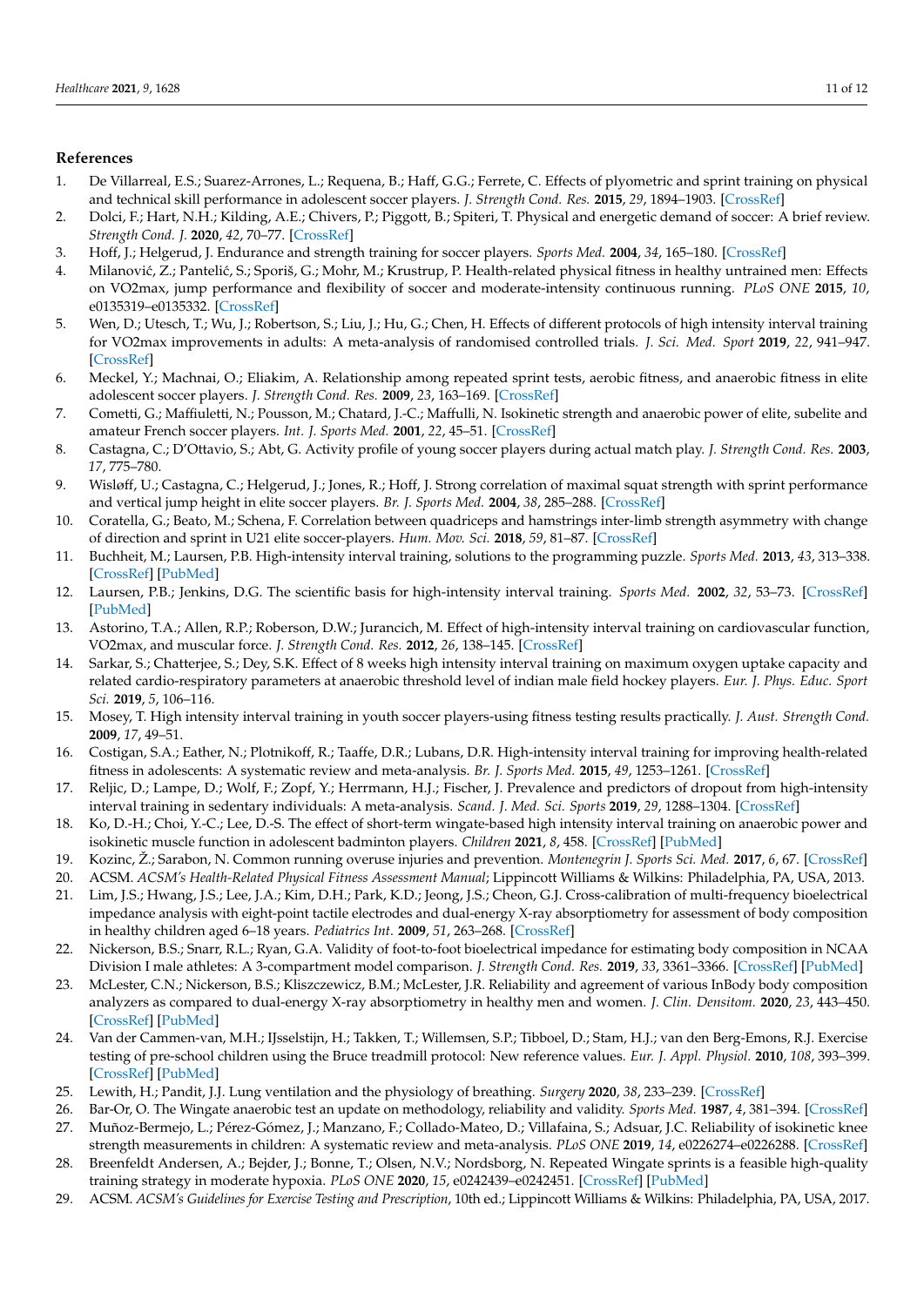## References

1. De Villarreal, E.S.; Suarez-Arrones, L.; Requena, B.; Haff, G.G.; Ferrete, C. Effects of plyometric and sprint training on physical and technical skill performance in adolescent soccer players. *J. Strength Cond. Res.* **2015**, *29*, 1894–1903. [CrossRef]
2. Dolci, F.; Hart, N.H.; Kilding, A.E.; Chivers, P.; Piggott, B.; Spiteri, T. Physical and energetic demand of soccer: A brief review. *Strength Cond. J.* **2020**, *42*, 70–77. [CrossRef]
3. Hoff, J.; Helgerud, J. Endurance and strength training for soccer players. *Sports Med.* **2004**, *34*, 165–180. [CrossRef]
4. Milanović, Z.; Pantelić, S.; Sporiš, G.; Mohr, M.; Krustrup, P. Health-related physical fitness in healthy untrained men: Effects on VO2max, jump performance and flexibility of soccer and moderate-intensity continuous running. *PLoS ONE* **2015**, *10*, e0135319–e0135332. [CrossRef]
5. Wen, D.; Utesch, T.; Wu, J.; Robertson, S.; Liu, J.; Hu, G.; Chen, H. Effects of different protocols of high intensity interval training for VO2max improvements in adults: A meta-analysis of randomised controlled trials. *J. Sci. Med. Sport* **2019**, *22*, 941–947. [CrossRef]
6. Meckel, Y.; Machnai, O.; Eliakim, A. Relationship among repeated sprint tests, aerobic fitness, and anaerobic fitness in elite adolescent soccer players. *J. Strength Cond. Res.* **2009**, *23*, 163–169. [CrossRef]
7. Cometti, G.; Maffiuletti, N.; Pousson, M.; Chatard, J.-C.; Maffulli, N. Isokinetic strength and anaerobic power of elite, subelite and amateur French soccer players. *Int. J. Sports Med.* **2001**, *22*, 45–51. [CrossRef]
8. Castagna, C.; D'Ottavio, S.; Abt, G. Activity profile of young soccer players during actual match play. *J. Strength Cond. Res.* **2003**, *17*, 775–780.
9. Wisløff, U.; Castagna, C.; Helgerud, J.; Jones, R.; Hoff, J. Strong correlation of maximal squat strength with sprint performance and vertical jump height in elite soccer players. *Br. J. Sports Med.* **2004**, *38*, 285–288. [CrossRef]
10. Coratella, G.; Beato, M.; Schena, F. Correlation between quadriceps and hamstrings inter-limb strength asymmetry with change of direction and sprint in U21 elite soccer-players. *Hum. Mov. Sci.* **2018**, *59*, 81–87. [CrossRef]
11. Buchheit, M.; Laursen, P.B. High-intensity interval training, solutions to the programming puzzle. *Sports Med.* **2013**, *43*, 313–338. [CrossRef] [PubMed]
12. Laursen, P.B.; Jenkins, D.G. The scientific basis for high-intensity interval training. *Sports Med.* **2002**, *32*, 53–73. [CrossRef] [PubMed]
13. Astorino, T.A.; Allen, R.P.; Roberson, D.W.; Jurancich, M. Effect of high-intensity interval training on cardiovascular function, VO2max, and muscular force. *J. Strength Cond. Res.* **2012**, *26*, 138–145. [CrossRef]
14. Sarkar, S.; Chatterjee, S.; Dey, S.K. Effect of 8 weeks high intensity interval training on maximum oxygen uptake capacity and related cardio-respiratory parameters at anaerobic threshold level of indian male field hockey players. *Eur. J. Phys. Educ. Sport Sci.* **2019**, *5*, 106–116.
15. Mosey, T. High intensity interval training in youth soccer players-using fitness testing results practically. *J. Aust. Strength Cond.* **2009**, *17*, 49–51.
16. Costigan, S.A.; Eather, N.; Plotnikoff, R.; Taaffe, D.R.; Lubans, D.R. High-intensity interval training for improving health-related fitness in adolescents: A systematic review and meta-analysis. *Br. J. Sports Med.* **2015**, *49*, 1253–1261. [CrossRef]
17. Reljic, D.; Lampe, D.; Wolf, F.; Zopf, Y.; Herrmann, H.J.; Fischer, J. Prevalence and predictors of dropout from high-intensity interval training in sedentary individuals: A meta-analysis. *Scand. J. Med. Sci. Sports* **2019**, *29*, 1288–1304. [CrossRef]
18. Ko, D.-H.; Choi, Y.-C.; Lee, D.-S. The effect of short-term wingate-based high intensity interval training on anaerobic power and isokinetic muscle function in adolescent badminton players. *Children* **2021**, *8*, 458. [CrossRef] [PubMed]
19. Kozinc, Ž.; Sarabon, N. Common running overuse injuries and prevention. *Montenegrin J. Sports Sci. Med.* **2017**, *6*, 67. [CrossRef]
20. ACSM. *ACSM's Health-Related Physical Fitness Assessment Manual*; Lippincott Williams & Wilkins: Philadelphia, PA, USA, 2013.
21. Lim, J.S.; Hwang, J.S.; Lee, J.A.; Kim, D.H.; Park, K.D.; Jeong, J.S.; Cheon, G.J. Cross-calibration of multi-frequency bioelectrical impedance analysis with eight-point tactile electrodes and dual-energy X-ray absorptiometry for assessment of body composition in healthy children aged 6–18 years. *Pediatrics Int.* **2009**, *51*, 263–268. [CrossRef]
22. Nickerson, B.S.; Snarr, R.L.; Ryan, G.A. Validity of foot-to-foot bioelectrical impedance for estimating body composition in NCAA Division I male athletes: A 3-compartment model comparison. *J. Strength Cond. Res.* **2019**, *33*, 3361–3366. [CrossRef] [PubMed]
23. McLester, C.N.; Nickerson, B.S.; Kliszczewicz, B.M.; McLester, J.R. Reliability and agreement of various InBody body composition analyzers as compared to dual-energy X-ray absorptiometry in healthy men and women. *J. Clin. Densitom.* **2020**, *23*, 443–450. [CrossRef] [PubMed]
24. Van der Cammen-van, M.H.; IJsselstijn, H.; Takken, T.; Willemsen, S.P.; Tibboel, D.; Stam, H.J.; van den Berg-Emons, R.J. Exercise testing of pre-school children using the Bruce treadmill protocol: New reference values. *Eur. J. Appl. Physiol.* **2010**, *108*, 393–399. [CrossRef] [PubMed]
25. Lewith, H.; Pandit, J.J. Lung ventilation and the physiology of breathing. *Surgery* **2020**, *38*, 233–239. [CrossRef]
26. Bar-Or, O. The Wingate anaerobic test an update on methodology, reliability and validity. *Sports Med.* **1987**, *4*, 381–394. [CrossRef]
27. Muñoz-Bermejo, L.; Pérez-Gómez, J.; Manzano, F.; Collado-Mateo, D.; Villafaina, S.; Adsuar, J.C. Reliability of isokinetic knee strength measurements in children: A systematic review and meta-analysis. *PLoS ONE* **2019**, *14*, e0226274–e0226288. [CrossRef]
28. Breenfeldt Andersen, A.; Bejder, J.; Bonne, T.; Olsen, N.V.; Nordsborg, N. Repeated Wingate sprints is a feasible high-quality training strategy in moderate hypoxia. *PLoS ONE* **2020**, *15*, e0242439–e0242451. [CrossRef] [PubMed]
29. ACSM. *ACSM's Guidelines for Exercise Testing and Prescription*, 10th ed.; Lippincott Williams & Wilkins: Philadelphia, PA, USA, 2017.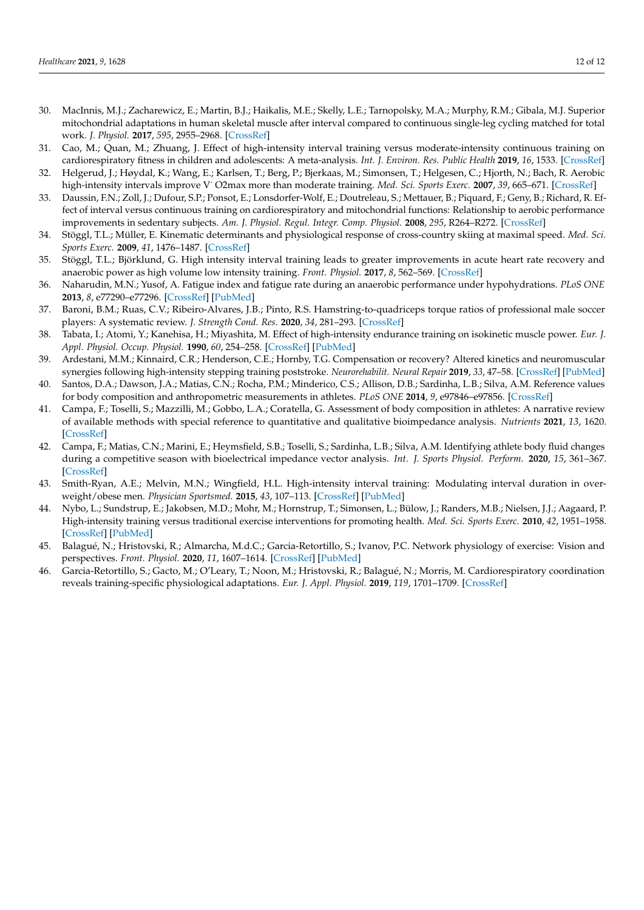30. MacInnis, M.J.; Zacharewicz, E.; Martin, B.J.; Haikalis, M.E.; Skelly, L.E.; Tarnopolsky, M.A.; Murphy, R.M.; Gibala, M.J. Superior mitochondrial adaptations in human skeletal muscle after interval compared to continuous single-leg cycling matched for total work. *J. Physiol.* **2017**, *595*, 2955–2968. [CrossRef]
31. Cao, M.; Quan, M.; Zhuang, J. Effect of high-intensity interval training versus moderate-intensity continuous training on cardiorespiratory fitness in children and adolescents: A meta-analysis. *Int. J. Environ. Res. Public Health* **2019**, *16*, 1533. [CrossRef]
32. Helgerud, J.; Høydal, K.; Wang, E.; Karlsen, T.; Berg, P.; Bjerkaas, M.; Simonsen, T.; Helgesen, C.; Hjorth, N.; Bach, R. Aerobic high-intensity intervals improve $\dot{V}O_2$max more than moderate training. *Med. Sci. Sports Exerc.* **2007**, *39*, 665–671. [CrossRef]
33. Daussin, F.N.; Zoll, J.; Dufour, S.P.; Ponsot, E.; Lonsdorfer-Wolf, E.; Doutreleau, S.; Mettauer, B.; Piquard, F.; Geny, B.; Richard, R. Effect of interval versus continuous training on cardiorespiratory and mitochondrial functions: Relationship to aerobic performance improvements in sedentary subjects. *Am. J. Physiol. Regul. Integr. Comp. Physiol.* **2008**, *295*, R264–R272. [CrossRef]
34. Stöggl, T.L.; Müller, E. Kinematic determinants and physiological response of cross-country skiing at maximal speed. *Med. Sci. Sports Exerc.* **2009**, *41*, 1476–1487. [CrossRef]
35. Stöggl, T.L.; Björklund, G. High intensity interval training leads to greater improvements in acute heart rate recovery and anaerobic power as high volume low intensity training. *Front. Physiol.* **2017**, *8*, 562–569. [CrossRef]
36. Naharudin, M.N.; Yusof, A. Fatigue index and fatigue rate during an anaerobic performance under hypohydrations. *PLoS ONE* **2013**, *8*, e77290–e77296. [CrossRef] [PubMed]
37. Baroni, B.M.; Ruas, C.V.; Ribeiro-Alvares, J.B.; Pinto, R.S. Hamstring-to-quadriceps torque ratios of professional male soccer players: A systematic review. *J. Strength Cond. Res.* **2020**, *34*, 281–293. [CrossRef]
38. Tabata, I.; Atomi, Y.; Kanehisa, H.; Miyashita, M. Effect of high-intensity endurance training on isokinetic muscle power. *Eur. J. Appl. Physiol. Occup. Physiol.* **1990**, *60*, 254–258. [CrossRef] [PubMed]
39. Ardestani, M.M.; Kinnaird, C.R.; Henderson, C.E.; Hornby, T.G. Compensation or recovery? Altered kinetics and neuromuscular synergies following high-intensity stepping training poststroke. *Neurorehabilit. Neural Repair* **2019**, *33*, 47–58. [CrossRef] [PubMed]
40. Santos, D.A.; Dawson, J.A.; Matias, C.N.; Rocha, P.M.; Minderico, C.S.; Allison, D.B.; Sardinha, L.B.; Silva, A.M. Reference values for body composition and anthropometric measurements in athletes. *PLoS ONE* **2014**, *9*, e97846–e97856. [CrossRef]
41. Campa, F.; Toselli, S.; Mazzilli, M.; Gobbo, L.A.; Coratella, G. Assessment of body composition in athletes: A narrative review of available methods with special reference to quantitative and qualitative bioimpedance analysis. *Nutrients* **2021**, *13*, 1620. [CrossRef]
42. Campa, F.; Matias, C.N.; Marini, E.; Heymsfield, S.B.; Toselli, S.; Sardinha, L.B.; Silva, A.M. Identifying athlete body fluid changes during a competitive season with bioelectrical impedance vector analysis. *Int. J. Sports Physiol. Perform.* **2020**, *15*, 361–367. [CrossRef]
43. Smith-Ryan, A.E.; Melvin, M.N.; Wingfield, H.L. High-intensity interval training: Modulating interval duration in overweight/obese men. *Physician Sportsmed.* **2015**, *43*, 107–113. [CrossRef] [PubMed]
44. Nybo, L.; Sundstrup, E.; Jakobsen, M.D.; Mohr, M.; Hornstrup, T.; Simonsen, L.; Bülow, J.; Randers, M.B.; Nielsen, J.J.; Aagaard, P. High-intensity training versus traditional exercise interventions for promoting health. *Med. Sci. Sports Exerc.* **2010**, *42*, 1951–1958. [CrossRef] [PubMed]
45. Balagué, N.; Hristovski, R.; Almarcha, M.d.C.; Garcia-Retortillo, S.; Ivanov, P.C. Network physiology of exercise: Vision and perspectives. *Front. Physiol.* **2020**, *11*, 1607–1614. [CrossRef] [PubMed]
46. Garcia-Retortillo, S.; Gacto, M.; O'Leary, T.; Noon, M.; Hristovski, R.; Balagué, N.; Morris, M. Cardiorespiratory coordination reveals training-specific physiological adaptations. *Eur. J. Appl. Physiol.* **2019**, *119*, 1701–1709. [CrossRef]